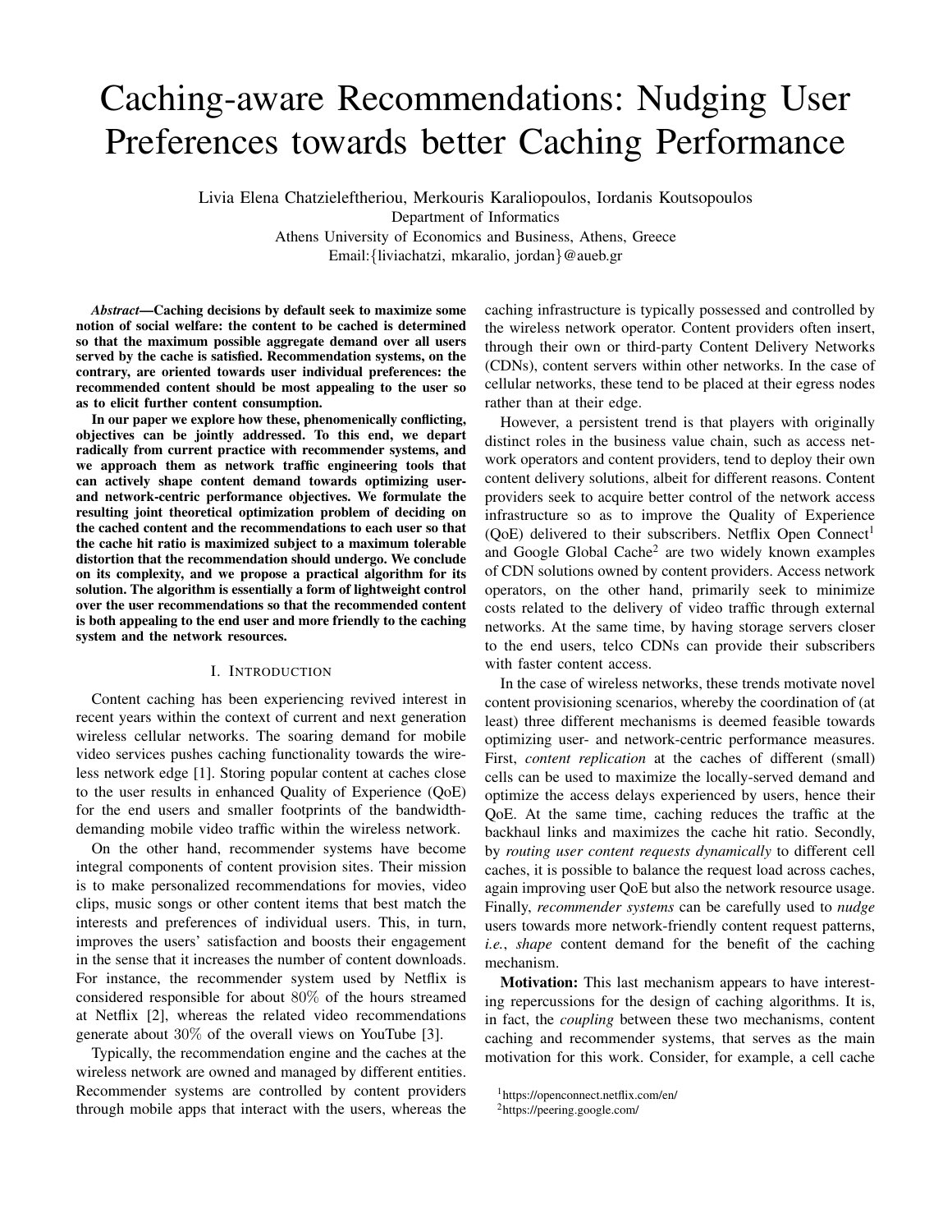# Caching-aware Recommendations: Nudging User Preferences towards better Caching Performance

Livia Elena Chatzieleftheriou, Merkouris Karaliopoulos, Iordanis Koutsopoulos

Department of Informatics

Athens University of Economics and Business, Athens, Greece

Email:{liviachatzi, mkaralio, jordan}@aueb.gr

***Abstract*—Caching decisions by default seek to maximize some notion of social welfare: the content to be cached is determined so that the maximum possible aggregate demand over all users served by the cache is satisfied. Recommendation systems, on the contrary, are oriented towards user individual preferences: the recommended content should be most appealing to the user so as to elicit further content consumption.**

**In our paper we explore how these, phenomenically conflicting, objectives can be jointly addressed. To this end, we depart radically from current practice with recommender systems, and we approach them as network traffic engineering tools that can actively shape content demand towards optimizing user- and network-centric performance objectives. We formulate the resulting joint theoretical optimization problem of deciding on the cached content and the recommendations to each user so that the cache hit ratio is maximized subject to a maximum tolerable distortion that the recommendation should undergo. We conclude on its complexity, and we propose a practical algorithm for its solution. The algorithm is essentially a form of lightweight control over the user recommendations so that the recommended content is both appealing to the end user and more friendly to the caching system and the network resources.**

## I. Introduction

Content caching has been experiencing revived interest in recent years within the context of current and next generation wireless cellular networks. The soaring demand for mobile video services pushes caching functionality towards the wireless network edge [1]. Storing popular content at caches close to the user results in enhanced Quality of Experience (QoE) for the end users and smaller footprints of the bandwidth-demanding mobile video traffic within the wireless network.

On the other hand, recommender systems have become integral components of content provision sites. Their mission is to make personalized recommendations for movies, video clips, music songs or other content items that best match the interests and preferences of individual users. This, in turn, improves the users' satisfaction and boosts their engagement in the sense that it increases the number of content downloads. For instance, the recommender system used by Netflix is considered responsible for about $80\%$ of the hours streamed at Netflix [2], whereas the related video recommendations generate about $30\%$ of the overall views on YouTube [3].

Typically, the recommendation engine and the caches at the wireless network are owned and managed by different entities. Recommender systems are controlled by content providers through mobile apps that interact with the users, whereas the caching infrastructure is typically possessed and controlled by the wireless network operator. Content providers often insert, through their own or third-party Content Delivery Networks (CDNs), content servers within other networks. In the case of cellular networks, these tend to be placed at their egress nodes rather than at their edge.

However, a persistent trend is that players with originally distinct roles in the business value chain, such as access network operators and content providers, tend to deploy their own content delivery solutions, albeit for different reasons. Content providers seek to acquire better control of the network access infrastructure so as to improve the Quality of Experience (QoE) delivered to their subscribers. Netflix Open Connect[1] and Google Global Cache[2] are two widely known examples of CDN solutions owned by content providers. Access network operators, on the other hand, primarily seek to minimize costs related to the delivery of video traffic through external networks. At the same time, by having storage servers closer to the end users, telco CDNs can provide their subscribers with faster content access.

In the case of wireless networks, these trends motivate novel content provisioning scenarios, whereby the coordination of (at least) three different mechanisms is deemed feasible towards optimizing user- and network-centric performance measures. First, *content replication* at the caches of different (small) cells can be used to maximize the locally-served demand and optimize the access delays experienced by users, hence their QoE. At the same time, caching reduces the traffic at the backhaul links and maximizes the cache hit ratio. Secondly, by *routing user content requests dynamically* to different cell caches, it is possible to balance the request load across caches, again improving user QoE but also the network resource usage. Finally, *recommender systems* can be carefully used to *nudge* users towards more network-friendly content request patterns, *i.e.*, *shape* content demand for the benefit of the caching mechanism.

**Motivation:** This last mechanism appears to have interesting repercussions for the design of caching algorithms. It is, in fact, the *coupling* between these two mechanisms, content caching and recommender systems, that serves as the main motivation for this work. Consider, for example, a cell cache

[1] https://openconnect.netflix.com/en/

[2] https://peering.google.com/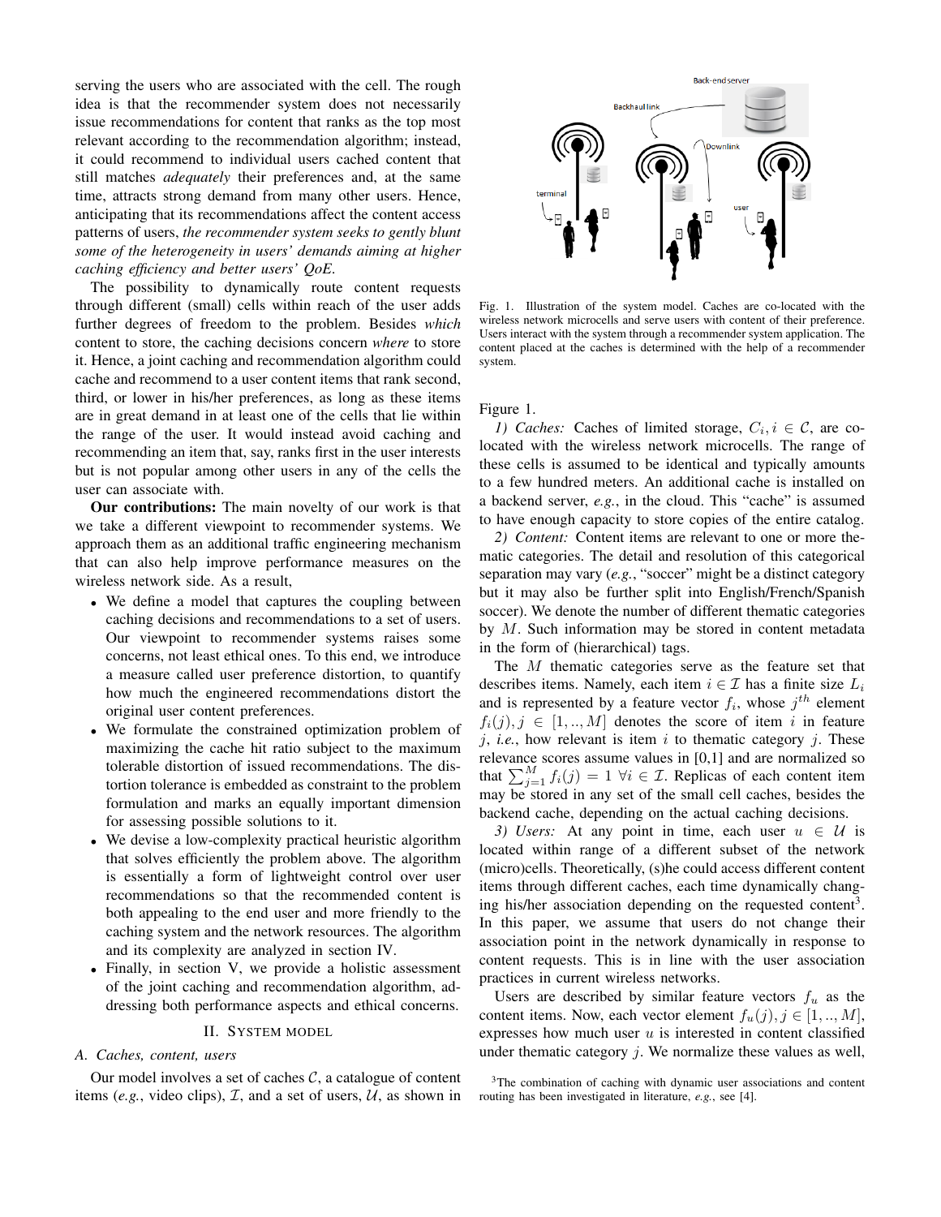serving the users who are associated with the cell. The rough idea is that the recommender system does not necessarily issue recommendations for content that ranks as the top most relevant according to the recommendation algorithm; instead, it could recommend to individual users cached content that still matches *adequately* their preferences and, at the same time, attracts strong demand from many other users. Hence, anticipating that its recommendations affect the content access patterns of users, *the recommender system seeks to gently blunt some of the heterogeneity in users' demands aiming at higher caching efficiency and better users' QoE.*

The possibility to dynamically route content requests through different (small) cells within reach of the user adds further degrees of freedom to the problem. Besides *which* content to store, the caching decisions concern *where* to store it. Hence, a joint caching and recommendation algorithm could cache and recommend to a user content items that rank second, third, or lower in his/her preferences, as long as these items are in great demand in at least one of the cells that lie within the range of the user. It would instead avoid caching and recommending an item that, say, ranks first in the user interests but is not popular among other users in any of the cells the user can associate with.

**Our contributions:** The main novelty of our work is that we take a different viewpoint to recommender systems. We approach them as an additional traffic engineering mechanism that can also help improve performance measures on the wireless network side. As a result,

- We define a model that captures the coupling between caching decisions and recommendations to a set of users. Our viewpoint to recommender systems raises some concerns, not least ethical ones. To this end, we introduce a measure called user preference distortion, to quantify how much the engineered recommendations distort the original user content preferences.
- We formulate the constrained optimization problem of maximizing the cache hit ratio subject to the maximum tolerable distortion of issued recommendations. The distortion tolerance is embedded as constraint to the problem formulation and marks an equally important dimension for assessing possible solutions to it.
- We devise a low-complexity practical heuristic algorithm that solves efficiently the problem above. The algorithm is essentially a form of lightweight control over user recommendations so that the recommended content is both appealing to the end user and more friendly to the caching system and the network resources. The algorithm and its complexity are analyzed in section IV.
- Finally, in section V, we provide a holistic assessment of the joint caching and recommendation algorithm, addressing both performance aspects and ethical concerns.

## II. System model

### A. Caches, content, users

Our model involves a set of caches $\mathcal{C}$, a catalogue of content items (*e.g.*, video clips), $\mathcal{I}$, and a set of users, $\mathcal{U}$, as shown in Figure 1.

Fig. 1. Illustration of the system model. Caches are co-located with the wireless network microcells and serve users with content of their preference. Users interact with the system through a recommender system application. The content placed at the caches is determined with the help of a recommender system.

*1) Caches:* Caches of limited storage, $C_i, i \in \mathcal{C}$, are co-located with the wireless network microcells. The range of these cells is assumed to be identical and typically amounts to a few hundred meters. An additional cache is installed on a backend server, *e.g.*, in the cloud. This "cache" is assumed to have enough capacity to store copies of the entire catalog.

*2) Content:* Content items are relevant to one or more thematic categories. The detail and resolution of this categorical separation may vary (*e.g.*, "soccer" might be a distinct category but it may also be further split into English/French/Spanish soccer). We denote the number of different thematic categories by $M$. Such information may be stored in content metadata in the form of (hierarchical) tags.

The $M$ thematic categories serve as the feature set that describes items. Namely, each item $i \in \mathcal{I}$ has a finite size $L_i$ and is represented by a feature vector $f_i$, whose $j^{th}$ element $f_i(j), j \in [1,..,M]$ denotes the score of item $i$ in feature $j$, *i.e.*, how relevant is item $i$ to thematic category $j$. These relevance scores assume values in [0,1] and are normalized so that $\sum_{j=1}^{M} f_i(j) = 1 \; \forall i \in \mathcal{I}$. Replicas of each content item may be stored in any set of the small cell caches, besides the backend cache, depending on the actual caching decisions.

*3) Users:* At any point in time, each user $u \in \mathcal{U}$ is located within range of a different subset of the network (micro)cells. Theoretically, (s)he could access different content items through different caches, each time dynamically changing his/her association depending on the requested content[3]. In this paper, we assume that users do not change their association point in the network dynamically in response to content requests. This is in line with the user association practices in current wireless networks.

Users are described by similar feature vectors $f_u$ as the content items. Now, each vector element $f_u(j), j \in [1,..,M]$, expresses how much user $u$ is interested in content classified under thematic category $j$. We normalize these values as well,

[3]The combination of caching with dynamic user associations and content routing has been investigated in literature, *e.g.*, see [4].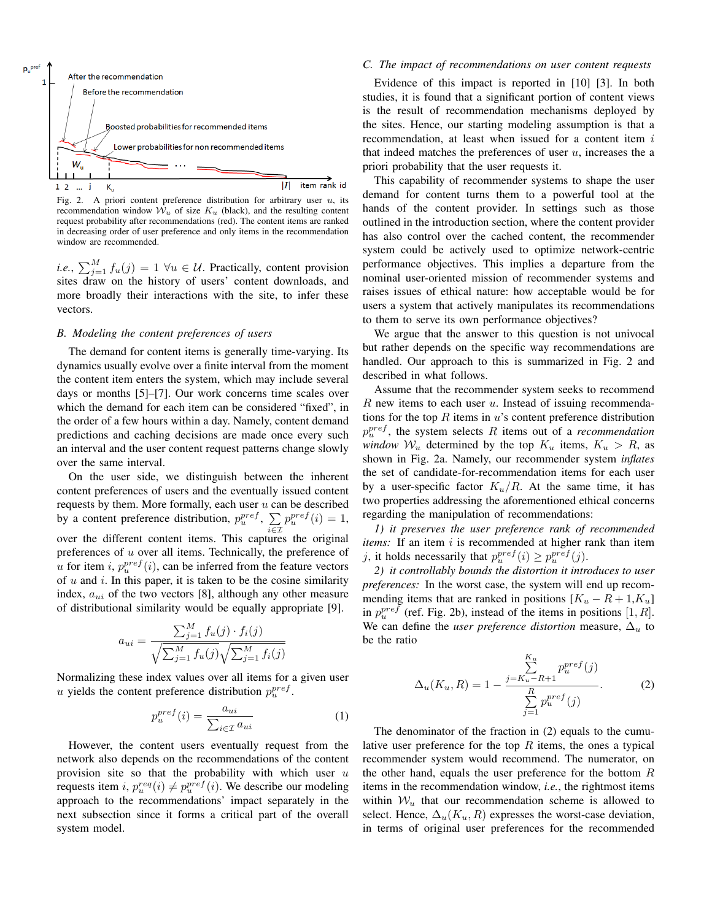Fig. 2. A priori content preference distribution for arbitrary user $u$, its recommendation window $\mathcal{W}_u$ of size $K_u$ (black), and the resulting content request probability after recommendations (red). The content items are ranked in decreasing order of user preference and only items in the recommendation window are recommended.

*i.e.*, $\sum_{j=1}^{M} f_u(j) = 1 \; \forall u \in \mathcal{U}$. Practically, content provision sites draw on the history of users' content downloads, and more broadly their interactions with the site, to infer these vectors.

### B. Modeling the content preferences of users

The demand for content items is generally time-varying. Its dynamics usually evolve over a finite interval from the moment the content item enters the system, which may include several days or months [5]–[7]. Our work concerns time scales over which the demand for each item can be considered "fixed", in the order of a few hours within a day. Namely, content demand predictions and caching decisions are made once every such an interval and the user content request patterns change slowly over the same interval.

On the user side, we distinguish between the inherent content preferences of users and the eventually issued content requests by them. More formally, each user $u$ can be described by a content preference distribution, $p_u^{pref}$, $\sum_{i \in \mathcal{I}} p_u^{pref}(i) = 1$, over the different content items. This captures the original preferences of $u$ over all items. Technically, the preference of $u$ for item $i$, $p_u^{pref}(i)$, can be inferred from the feature vectors of $u$ and $i$. In this paper, it is taken to be the cosine similarity index, $a_{ui}$ of the two vectors [8], although any other measure of distributional similarity would be equally appropriate [9].

$$a_{ui} = \frac{\sum_{j=1}^{M} f_u(j) \cdot f_i(j)}{\sqrt{\sum_{j=1}^{M} f_u(j)} \sqrt{\sum_{j=1}^{M} f_i(j)}}$$

Normalizing these index values over all items for a given user $u$ yields the content preference distribution $p_u^{pref}$.

$$p_u^{pref}(i) = \frac{a_{ui}}{\sum_{i \in \mathcal{I}} a_{ui}} \tag{1}$$

However, the content users eventually request from the network also depends on the recommendations of the content provision site so that the probability with which user $u$ requests item $i$, $p_u^{req}(i) \neq p_u^{pref}(i)$. We describe our modeling approach to the recommendations' impact separately in the next subsection since it forms a critical part of the overall system model.

### C. The impact of recommendations on user content requests

Evidence of this impact is reported in [10] [3]. In both studies, it is found that a significant portion of content views is the result of recommendation mechanisms deployed by the sites. Hence, our starting modeling assumption is that a recommendation, at least when issued for a content item $i$ that indeed matches the preferences of user $u$, increases the a priori probability that the user requests it.

This capability of recommender systems to shape the user demand for content turns them to a powerful tool at the hands of the content provider. In settings such as those outlined in the introduction section, where the content provider has also control over the cached content, the recommender system could be actively used to optimize network-centric performance objectives. This implies a departure from the nominal user-oriented mission of recommender systems and raises issues of ethical nature: how acceptable would be for users a system that actively manipulates its recommendations to them to serve its own performance objectives?

We argue that the answer to this question is not univocal but rather depends on the specific way recommendations are handled. Our approach to this is summarized in Fig. 2 and described in what follows.

Assume that the recommender system seeks to recommend $R$ new items to each user $u$. Instead of issuing recommendations for the top $R$ items in $u$'s content preference distribution $p_u^{pref}$, the system selects $R$ items out of a *recommendation window* $\mathcal{W}_u$ determined by the top $K_u$ items, $K_u > R$, as shown in Fig. 2a. Namely, our recommender system *inflates* the set of candidate-for-recommendation items for each user by a user-specific factor $K_u/R$. At the same time, it has two properties addressing the aforementioned ethical concerns regarding the manipulation of recommendations:

*1) it preserves the user preference rank of recommended items:* If an item $i$ is recommended at higher rank than item $j$, it holds necessarily that $p_u^{pref}(i) \geq p_u^{pref}(j)$.

*2) it controllably bounds the distortion it introduces to user preferences:* In the worst case, the system will end up recommending items that are ranked in positions $[K_u - R + 1, K_u]$ in $p_u^{pref}$ (ref. Fig. 2b), instead of the items in positions $[1, R]$. We can define the *user preference distortion* measure, $\Delta_u$ to be the ratio

$$\Delta_u(K_u, R) = 1 - \frac{\sum\limits_{j=K_u-R+1}^{K_u} p_u^{pref}(j)}{\sum\limits_{j=1}^{R} p_u^{pref}(j)}. \tag{2}$$

The denominator of the fraction in (2) equals to the cumulative user preference for the top $R$ items, the ones a typical recommender system would recommend. The numerator, on the other hand, equals the user preference for the bottom $R$ items in the recommendation window, *i.e.*, the rightmost items within $\mathcal{W}_u$ that our recommendation scheme is allowed to select. Hence, $\Delta_u(K_u, R)$ expresses the worst-case deviation, in terms of original user preferences for the recommended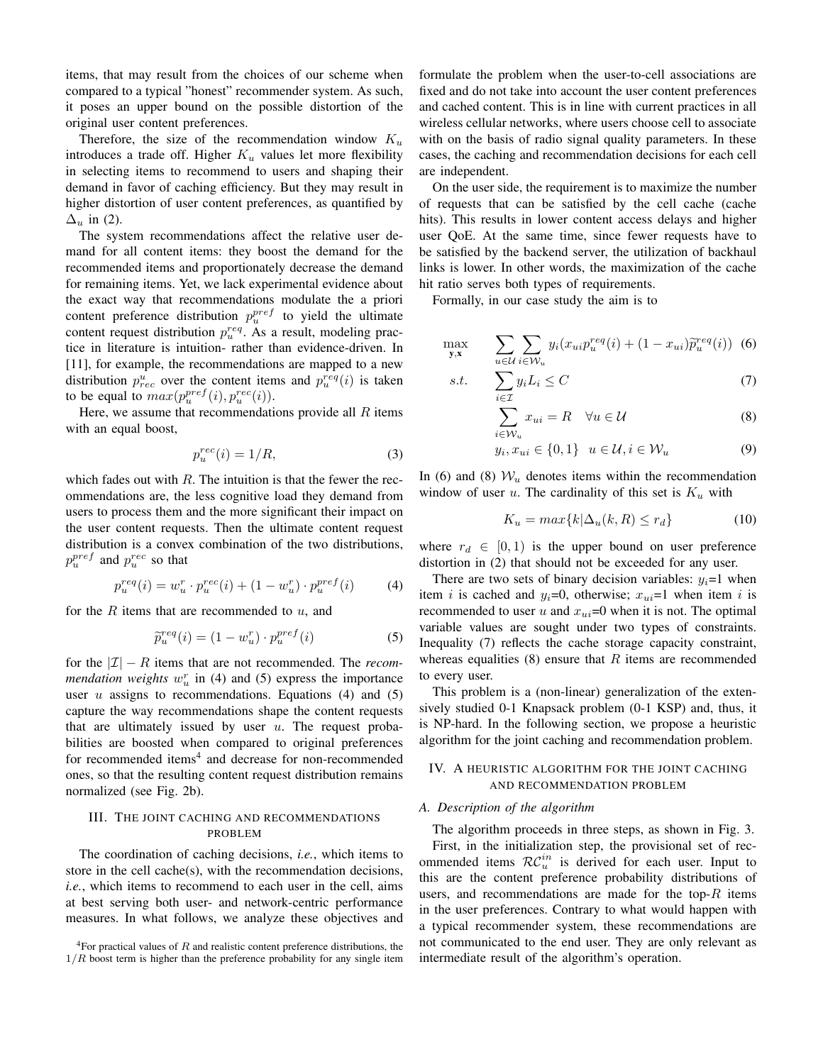items, that may result from the choices of our scheme when compared to a typical "honest" recommender system. As such, it poses an upper bound on the possible distortion of the original user content preferences.

Therefore, the size of the recommendation window $K_u$ introduces a trade off. Higher $K_u$ values let more flexibility in selecting items to recommend to users and shaping their demand in favor of caching efficiency. But they may result in higher distortion of user content preferences, as quantified by $\Delta_u$ in (2).

The system recommendations affect the relative user demand for all content items: they boost the demand for the recommended items and proportionately decrease the demand for remaining items. Yet, we lack experimental evidence about the exact way that recommendations modulate the a priori content preference distribution $p_u^{pref}$ to yield the ultimate content request distribution $p_u^{req}$. As a result, modeling practice in literature is intuition- rather than evidence-driven. In [11], for example, the recommendations are mapped to a new distribution $p_{rec}^u$ over the content items and $p_u^{req}(i)$ is taken to be equal to $max(p_u^{pref}(i), p_u^{rec}(i))$.

Here, we assume that recommendations provide all $R$ items with an equal boost,

$$p_u^{rec}(i) = 1/R, \tag{3}$$

which fades out with $R$. The intuition is that the fewer the recommendations are, the less cognitive load they demand from users to process them and the more significant their impact on the user content requests. Then the ultimate content request distribution is a convex combination of the two distributions, $p_u^{pref}$ and $p_u^{rec}$ so that

$$p_u^{req}(i) = w_u^r \cdot p_u^{rec}(i) + (1 - w_u^r) \cdot p_u^{pref}(i) \tag{4}$$

for the $R$ items that are recommended to $u$, and

$$\widetilde{p}_u^{req}(i) = (1 - w_u^r) \cdot p_u^{pref}(i) \tag{5}$$

for the $|\mathcal{I}| - R$ items that are not recommended. The *recommendation weights* $w_u^r$ in (4) and (5) express the importance user $u$ assigns to recommendations. Equations (4) and (5) capture the way recommendations shape the content requests that are ultimately issued by user $u$. The request probabilities are boosted when compared to original preferences for recommended items[4] and decrease for non-recommended ones, so that the resulting content request distribution remains normalized (see Fig. 2b).

## III. The joint caching and recommendations problem

The coordination of caching decisions, *i.e.*, which items to store in the cell cache(s), with the recommendation decisions, *i.e.*, which items to recommend to each user in the cell, aims at best serving both user- and network-centric performance measures. In what follows, we analyze these objectives and formulate the problem when the user-to-cell associations are fixed and do not take into account the user content preferences and cached content. This is in line with current practices in all wireless cellular networks, where users choose cell to associate with on the basis of radio signal quality parameters. In these cases, the caching and recommendation decisions for each cell are independent.

On the user side, the requirement is to maximize the number of requests that can be satisfied by the cell cache (cache hits). This results in lower content access delays and higher user QoE. At the same time, since fewer requests have to be satisfied by the backend server, the utilization of backhaul links is lower. In other words, the maximization of the cache hit ratio serves both types of requirements.

Formally, in our case study the aim is to

$$\max_{\mathbf{y},\mathbf{x}} \quad \sum_{u \in \mathcal{U}} \sum_{i \in \mathcal{W}_u} y_i (x_{ui} p_u^{req}(i) + (1 - x_{ui}) \widetilde{p}_u^{req}(i)) \tag{6}$$

$$s.t. \quad \sum_{i \in \mathcal{I}} y_i L_i \leq C \tag{7}$$

$$\sum_{i \in \mathcal{W}_u} x_{ui} = R \quad \forall u \in \mathcal{U} \tag{8}$$

$$y_i, x_{ui} \in \{0, 1\} \quad u \in \mathcal{U}, i \in \mathcal{W}_u \tag{9}$$

In (6) and (8) $\mathcal{W}_u$ denotes items within the recommendation window of user $u$. The cardinality of this set is $K_u$ with

$$K_u = max\{k | \Delta_u(k, R) \leq r_d\} \tag{10}$$

where $r_d \in [0, 1)$ is the upper bound on user preference distortion in (2) that should not be exceeded for any user.

There are two sets of binary decision variables: $y_i$=1 when item $i$ is cached and $y_i$=0, otherwise; $x_{ui}$=1 when item $i$ is recommended to user $u$ and $x_{ui}$=0 when it is not. The optimal variable values are sought under two types of constraints. Inequality (7) reflects the cache storage capacity constraint, whereas equalities (8) ensure that $R$ items are recommended to every user.

This problem is a (non-linear) generalization of the extensively studied 0-1 Knapsack problem (0-1 KSP) and, thus, it is NP-hard. In the following section, we propose a heuristic algorithm for the joint caching and recommendation problem.

## IV. A heuristic algorithm for the joint caching and recommendation problem

### A. Description of the algorithm

The algorithm proceeds in three steps, as shown in Fig. 3.

First, in the initialization step, the provisional set of recommended items $\mathcal{RC}_u^{in}$ is derived for each user. Input to this are the content preference probability distributions of users, and recommendations are made for the top-$R$ items in the user preferences. Contrary to what would happen with a typical recommender system, these recommendations are not communicated to the end user. They are only relevant as intermediate result of the algorithm's operation.

[4] For practical values of $R$ and realistic content preference distributions, the $1/R$ boost term is higher than the preference probability for any single item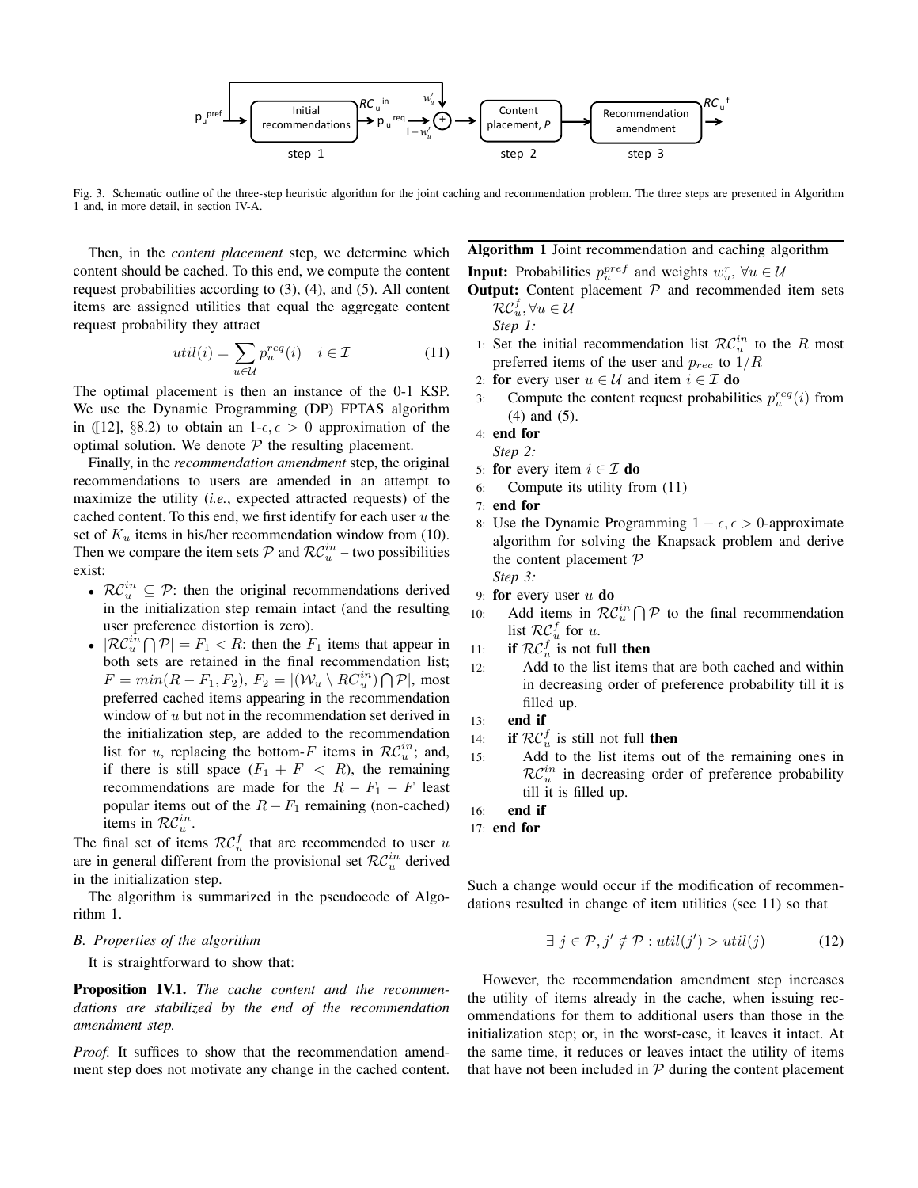Fig. 3. Schematic outline of the three-step heuristic algorithm for the joint caching and recommendation problem. The three steps are presented in Algorithm 1 and, in more detail, in section IV-A.

Then, in the *content placement* step, we determine which content should be cached. To this end, we compute the content request probabilities according to (3), (4), and (5). All content items are assigned utilities that equal the aggregate content request probability they attract

$$util(i) = \sum_{u \in \mathcal{U}} p_u^{req}(i) \quad i \in \mathcal{I} \tag{11}$$

The optimal placement is then an instance of the 0-1 KSP. We use the Dynamic Programming (DP) FPTAS algorithm in ([12], §8.2) to obtain an 1-$\epsilon, \epsilon > 0$ approximation of the optimal solution. We denote $\mathcal{P}$ the resulting placement.

Finally, in the *recommendation amendment* step, the original recommendations to users are amended in an attempt to maximize the utility (*i.e.*, expected attracted requests) of the cached content. To this end, we first identify for each user $u$ the set of $K_u$ items in his/her recommendation window from (10). Then we compare the item sets $\mathcal{P}$ and $\mathcal{RC}_u^{in}$ – two possibilities exist:

- $\mathcal{RC}_u^{in} \subseteq \mathcal{P}$: then the original recommendations derived in the initialization step remain intact (and the resulting user preference distortion is zero).
- $|\mathcal{RC}_u^{in} \bigcap \mathcal{P}| = F_1 < R$: then the $F_1$ items that appear in both sets are retained in the final recommendation list; $F = min(R - F_1, F_2)$, $F_2 = |(\mathcal{W}_u \setminus RC_u^{in}) \bigcap \mathcal{P}|$, most preferred cached items appearing in the recommendation window of $u$ but not in the recommendation set derived in the initialization step, are added to the recommendation list for $u$, replacing the bottom-$F$ items in $\mathcal{RC}_u^{in}$; and, if there is still space ($F_1 + F < R$), the remaining recommendations are made for the $R - F_1 - F$ least popular items out of the $R - F_1$ remaining (non-cached) items in $\mathcal{RC}_u^{in}$.

The final set of items $\mathcal{RC}_u^f$ that are recommended to user $u$ are in general different from the provisional set $\mathcal{RC}_u^{in}$ derived in the initialization step.

The algorithm is summarized in the pseudocode of Algorithm 1.

**Algorithm 1** Joint recommendation and caching algorithm

**Input:** Probabilities $p_u^{pref}$ and weights $w_u^r$, $\forall u \in \mathcal{U}$
**Output:** Content placement $\mathcal{P}$ and recommended item sets $\mathcal{RC}_u^f, \forall u \in \mathcal{U}$

*Step 1:*

1: Set the initial recommendation list $\mathcal{RC}_u^{in}$ to the $R$ most preferred items of the user and $p_{rec}$ to $1/R$
2: **for** every user $u \in \mathcal{U}$ and item $i \in \mathcal{I}$ **do**
3: Compute the content request probabilities $p_u^{req}(i)$ from (4) and (5).
4: **end for**

*Step 2:*

5: **for** every item $i \in \mathcal{I}$ **do**
6: Compute its utility from (11)
7: **end for**
8: Use the Dynamic Programming $1 - \epsilon, \epsilon > 0$-approximate algorithm for solving the Knapsack problem and derive the content placement $\mathcal{P}$

*Step 3:*

9: **for** every user $u$ **do**
10: Add items in $\mathcal{RC}_u^{in} \bigcap \mathcal{P}$ to the final recommendation list $\mathcal{RC}_u^f$ for $u$.
11: **if** $\mathcal{RC}_u^f$ is not full **then**
12: Add to the list items that are both cached and within in decreasing order of preference probability till it is filled up.
13: **end if**
14: **if** $\mathcal{RC}_u^f$ is still not full **then**
15: Add to the list items out of the remaining ones in $\mathcal{RC}_u^{in}$ in decreasing order of preference probability till it is filled up.
16: **end if**
17: **end for**

### B. Properties of the algorithm

It is straightforward to show that:

**Proposition IV.1.** *The cache content and the recommendations are stabilized by the end of the recommendation amendment step.*

*Proof.* It suffices to show that the recommendation amendment step does not motivate any change in the cached content. Such a change would occur if the modification of recommendations resulted in change of item utilities (see 11) so that

$$\exists\ j \in \mathcal{P}, j' \notin \mathcal{P} : util(j') > util(j) \tag{12}$$

However, the recommendation amendment step increases the utility of items already in the cache, when issuing recommendations for them to additional users than those in the initialization step; or, in the worst-case, it leaves it intact. At the same time, it reduces or leaves intact the utility of items that have not been included in $\mathcal{P}$ during the content placement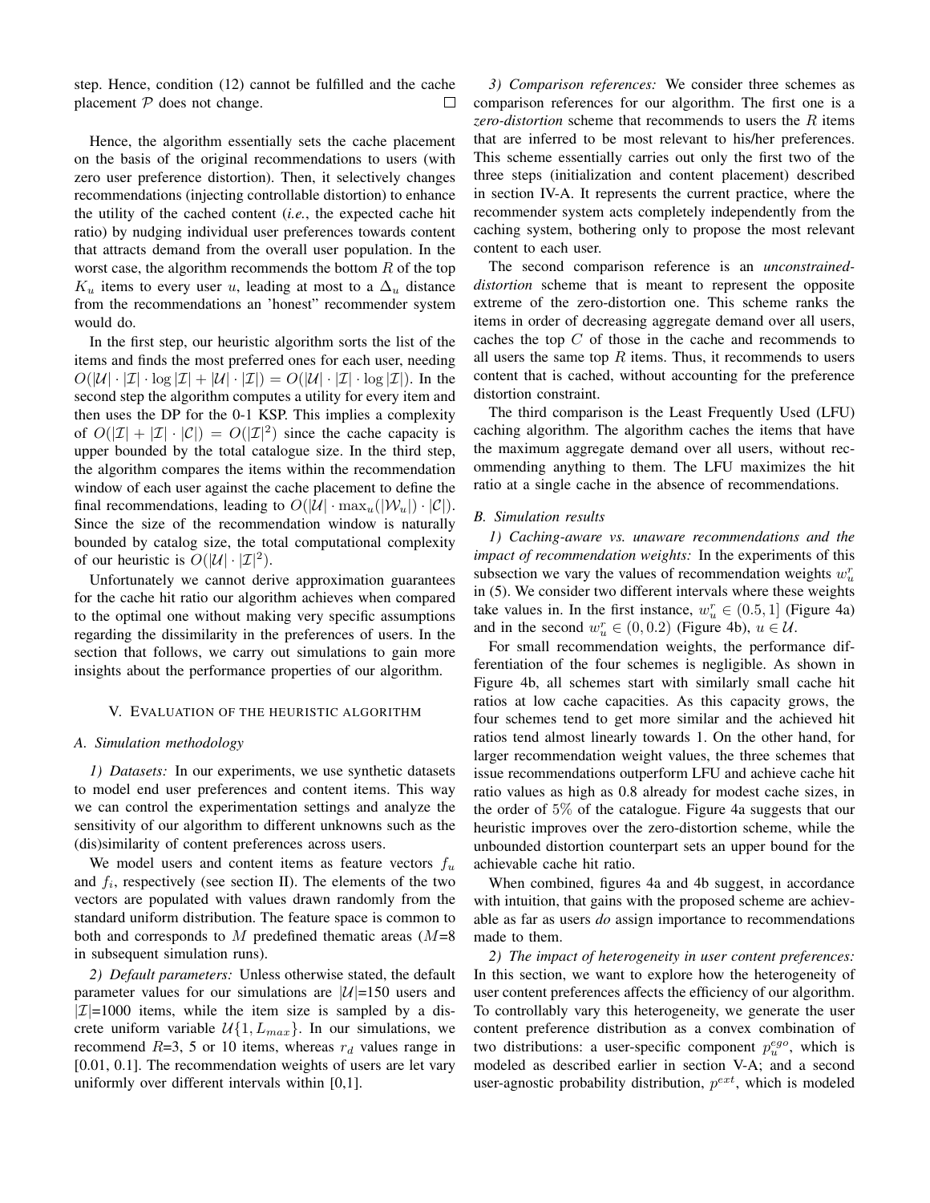step. Hence, condition (12) cannot be fulfilled and the cache placement $\mathcal{P}$ does not change. □

Hence, the algorithm essentially sets the cache placement on the basis of the original recommendations to users (with zero user preference distortion). Then, it selectively changes recommendations (injecting controllable distortion) to enhance the utility of the cached content (*i.e.*, the expected cache hit ratio) by nudging individual user preferences towards content that attracts demand from the overall user population. In the worst case, the algorithm recommends the bottom $R$ of the top $K_u$ items to every user $u$, leading at most to a $\Delta_u$ distance from the recommendations an 'honest" recommender system would do.

In the first step, our heuristic algorithm sorts the list of the items and finds the most preferred ones for each user, needing $O(|\mathcal{U}| \cdot |\mathcal{I}| \cdot \log |\mathcal{I}| + |\mathcal{U}| \cdot |\mathcal{I}|) = O(|\mathcal{U}| \cdot |\mathcal{I}| \cdot \log |\mathcal{I}|)$. In the second step the algorithm computes a utility for every item and then uses the DP for the 0-1 KSP. This implies a complexity of $O(|\mathcal{I}| + |\mathcal{I}| \cdot |\mathcal{C}|) = O(|\mathcal{I}|^2)$ since the cache capacity is upper bounded by the total catalogue size. In the third step, the algorithm compares the items within the recommendation window of each user against the cache placement to define the final recommendations, leading to $O(|\mathcal{U}| \cdot \max_u(|\mathcal{W}_u|) \cdot |\mathcal{C}|)$. Since the size of the recommendation window is naturally bounded by catalog size, the total computational complexity of our heuristic is $O(|\mathcal{U}| \cdot |\mathcal{I}|^2)$.

Unfortunately we cannot derive approximation guarantees for the cache hit ratio our algorithm achieves when compared to the optimal one without making very specific assumptions regarding the dissimilarity in the preferences of users. In the section that follows, we carry out simulations to gain more insights about the performance properties of our algorithm.

## V. Evaluation of the heuristic algorithm

### A. Simulation methodology

*1) Datasets:* In our experiments, we use synthetic datasets to model end user preferences and content items. This way we can control the experimentation settings and analyze the sensitivity of our algorithm to different unknowns such as the (dis)similarity of content preferences across users.

We model users and content items as feature vectors $f_u$ and $f_i$, respectively (see section II). The elements of the two vectors are populated with values drawn randomly from the standard uniform distribution. The feature space is common to both and corresponds to $M$ predefined thematic areas ($M$=8 in subsequent simulation runs).

*2) Default parameters:* Unless otherwise stated, the default parameter values for our simulations are $|\mathcal{U}|$=150 users and $|\mathcal{I}|$=1000 items, while the item size is sampled by a discrete uniform variable $\mathcal{U}\{1, L_{max}\}$. In our simulations, we recommend $R$=3, 5 or 10 items, whereas $r_d$ values range in [0.01, 0.1]. The recommendation weights of users are let vary uniformly over different intervals within [0,1].

*3) Comparison references:* We consider three schemes as comparison references for our algorithm. The first one is a *zero-distortion* scheme that recommends to users the $R$ items that are inferred to be most relevant to his/her preferences. This scheme essentially carries out only the first two of the three steps (initialization and content placement) described in section IV-A. It represents the current practice, where the recommender system acts completely independently from the caching system, bothering only to propose the most relevant content to each user.

The second comparison reference is an *unconstrained-distortion* scheme that is meant to represent the opposite extreme of the zero-distortion one. This scheme ranks the items in order of decreasing aggregate demand over all users, caches the top $C$ of those in the cache and recommends to all users the same top $R$ items. Thus, it recommends to users content that is cached, without accounting for the preference distortion constraint.

The third comparison is the Least Frequently Used (LFU) caching algorithm. The algorithm caches the items that have the maximum aggregate demand over all users, without recommending anything to them. The LFU maximizes the hit ratio at a single cache in the absence of recommendations.

### B. Simulation results

*1) Caching-aware vs. unaware recommendations and the impact of recommendation weights:* In the experiments of this subsection we vary the values of recommendation weights $w_u^r$ in (5). We consider two different intervals where these weights take values in. In the first instance, $w_u^r \in (0.5, 1]$ (Figure 4a) and in the second $w_u^r \in (0, 0.2)$ (Figure 4b), $u \in \mathcal{U}$.

For small recommendation weights, the performance differentiation of the four schemes is negligible. As shown in Figure 4b, all schemes start with similarly small cache hit ratios at low cache capacities. As this capacity grows, the four schemes tend to get more similar and the achieved hit ratios tend almost linearly towards 1. On the other hand, for larger recommendation weight values, the three schemes that issue recommendations outperform LFU and achieve cache hit ratio values as high as 0.8 already for modest cache sizes, in the order of 5% of the catalogue. Figure 4a suggests that our heuristic improves over the zero-distortion scheme, while the unbounded distortion counterpart sets an upper bound for the achievable cache hit ratio.

When combined, figures 4a and 4b suggest, in accordance with intuition, that gains with the proposed scheme are achievable as far as users *do* assign importance to recommendations made to them.

*2) The impact of heterogeneity in user content preferences:* In this section, we want to explore how the heterogeneity of user content preferences affects the efficiency of our algorithm. To controllably vary this heterogeneity, we generate the user content preference distribution as a convex combination of two distributions: a user-specific component $p_u^{ego}$, which is modeled as described earlier in section V-A; and a second user-agnostic probability distribution, $p^{ext}$, which is modeled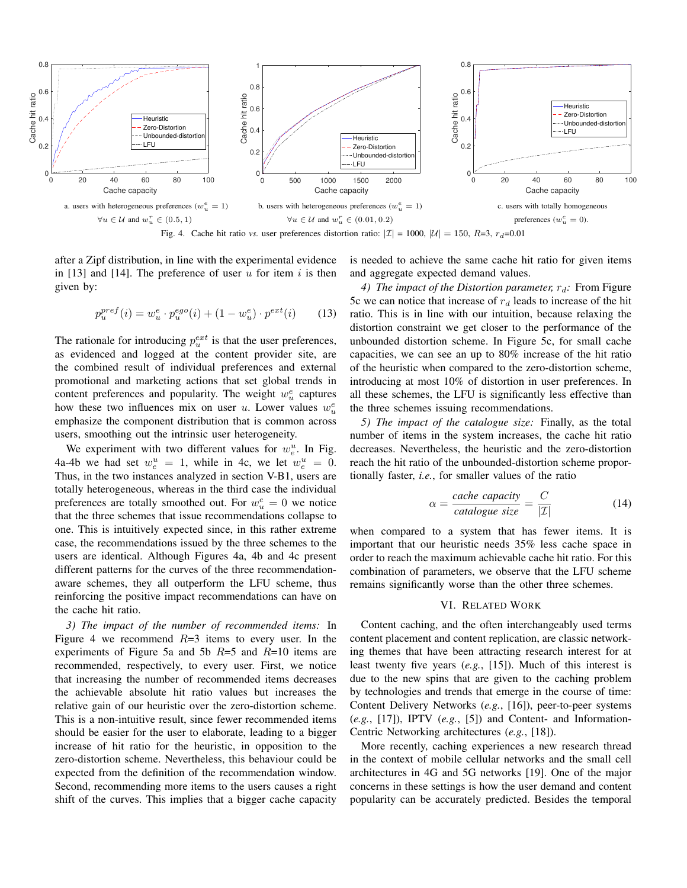a. users with heterogeneous preferences ($w_u^e = 1$) $\forall u \in \mathcal{U}$ and $w_u^r \in (0.5, 1)$

b. users with heterogeneous preferences ($w_u^e = 1$) $\forall u \in \mathcal{U}$ and $w_u^r \in (0.01, 0.2)$

c. users with totally homogeneous preferences ($w_u^e = 0$).

Fig. 4. Cache hit ratio *vs.* user preferences distortion ratio: $|\mathcal{I}|$ = 1000, $|\mathcal{U}|$ = 150, $R$=3, $r_d$=0.01

after a Zipf distribution, in line with the experimental evidence in [13] and [14]. The preference of user $u$ for item $i$ is then given by:

$$p_u^{pref}(i) = w_u^e \cdot p_u^{ego}(i) + (1 - w_u^e) \cdot p^{ext}(i) \tag{13}$$

The rationale for introducing $p_u^{ext}$ is that the user preferences, as evidenced and logged at the content provider site, are the combined result of individual preferences and external promotional and marketing actions that set global trends in content preferences and popularity. The weight $w_u^e$ captures how these two influences mix on user $u$. Lower values $w_u^e$ emphasize the component distribution that is common across users, smoothing out the intrinsic user heterogeneity.

We experiment with two different values for $w_e^u$. In Fig. 4a-4b we had set $w_e^u = 1$, while in 4c, we let $w_e^u = 0$. Thus, in the two instances analyzed in section V-B1, users are totally heterogeneous, whereas in the third case the individual preferences are totally smoothed out. For $w_u^e = 0$ we notice that the three schemes that issue recommendations collapse to one. This is intuitively expected since, in this rather extreme case, the recommendations issued by the three schemes to the users are identical. Although Figures 4a, 4b and 4c present different patterns for the curves of the three recommendation-aware schemes, they all outperform the LFU scheme, thus reinforcing the positive impact recommendations can have on the cache hit ratio.

*3) The impact of the number of recommended items:* In Figure 4 we recommend $R$=3 items to every user. In the experiments of Figure 5a and 5b $R$=5 and $R$=10 items are recommended, respectively, to every user. First, we notice that increasing the number of recommended items decreases the achievable absolute hit ratio values but increases the relative gain of our heuristic over the zero-distortion scheme. This is a non-intuitive result, since fewer recommended items should be easier for the user to elaborate, leading to a bigger increase of hit ratio for the heuristic, in opposition to the zero-distortion scheme. Nevertheless, this behaviour could be expected from the definition of the recommendation window. Second, recommending more items to the users causes a right shift of the curves. This implies that a bigger cache capacity is needed to achieve the same cache hit ratio for given items and aggregate expected demand values.

*4) The impact of the Distortion parameter, $r_d$:* From Figure 5c we can notice that increase of $r_d$ leads to increase of the hit ratio. This is in line with our intuition, because relaxing the distortion constraint we get closer to the performance of the unbounded distortion scheme. In Figure 5c, for small cache capacities, we can see an up to 80% increase of the hit ratio of the heuristic when compared to the zero-distortion scheme, introducing at most 10% of distortion in user preferences. In all these schemes, the LFU is significantly less effective than the three schemes issuing recommendations.

*5) The impact of the catalogue size:* Finally, as the total number of items in the system increases, the cache hit ratio decreases. Nevertheless, the heuristic and the zero-distortion reach the hit ratio of the unbounded-distortion scheme proportionally faster, *i.e.*, for smaller values of the ratio

$$\alpha = \frac{\textit{cache capacity}}{\textit{catalogue size}} = \frac{C}{|\mathcal{I}|} \tag{14}$$

when compared to a system that has fewer items. It is important that our heuristic needs 35% less cache space in order to reach the maximum achievable cache hit ratio. For this combination of parameters, we observe that the LFU scheme remains significantly worse than the other three schemes.

## VI. Related Work

Content caching, and the often interchangeably used terms content placement and content replication, are classic networking themes that have been attracting research interest for at least twenty five years (*e.g.*, [15]). Much of this interest is due to the new spins that are given to the caching problem by technologies and trends that emerge in the course of time: Content Delivery Networks (*e.g.*, [16]), peer-to-peer systems (*e.g.*, [17]), IPTV (*e.g.*, [5]) and Content- and Information-Centric Networking architectures (*e.g.*, [18]).

More recently, caching experiences a new research thread in the context of mobile cellular networks and the small cell architectures in 4G and 5G networks [19]. One of the major concerns in these settings is how the user demand and content popularity can be accurately predicted. Besides the temporal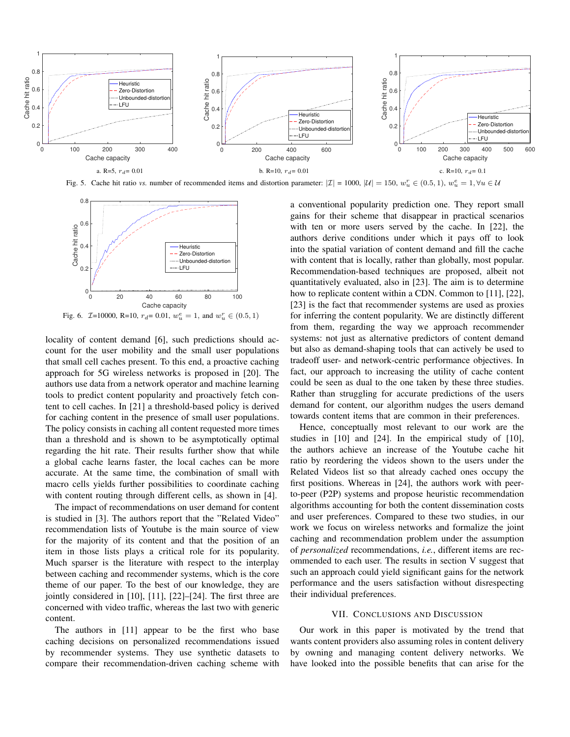a. R=5, $r_d$= 0.01

b. R=10, $r_d$= 0.01

c. R=10, $r_d$= 0.1

Fig. 5. Cache hit ratio *vs.* number of recommended items and distortion parameter: $|\mathcal{I}|$ = 1000, $|\mathcal{U}|$ = 150, $w_u^r \in (0.5, 1)$, $w_u^e = 1, \forall u \in \mathcal{U}$

Fig. 6. $\mathcal{I}$=10000, R=10, $r_d$= 0.01, $w_u^e = 1$, and $w_u^r \in (0.5, 1)$

locality of content demand [6], such predictions should account for the user mobility and the small user populations that small cell caches present. To this end, a proactive caching approach for 5G wireless networks is proposed in [20]. The authors use data from a network operator and machine learning tools to predict content popularity and proactively fetch content to cell caches. In [21] a threshold-based policy is derived for caching content in the presence of small user populations. The policy consists in caching all content requested more times than a threshold and is shown to be asymptotically optimal regarding the hit rate. Their results further show that while a global cache learns faster, the local caches can be more accurate. At the same time, the combination of small with macro cells yields further possibilities to coordinate caching with content routing through different cells, as shown in [4].

The impact of recommendations on user demand for content is studied in [3]. The authors report that the "Related Video" recommendation lists of Youtube is the main source of view for the majority of its content and that the position of an item in those lists plays a critical role for its popularity. Much sparser is the literature with respect to the interplay between caching and recommender systems, which is the core theme of our paper. To the best of our knowledge, they are jointly considered in [10], [11], [22]–[24]. The first three are concerned with video traffic, whereas the last two with generic content.

The authors in [11] appear to be the first who base caching decisions on personalized recommendations issued by recommender systems. They use synthetic datasets to compare their recommendation-driven caching scheme with a conventional popularity prediction one. They report small gains for their scheme that disappear in practical scenarios with ten or more users served by the cache. In [22], the authors derive conditions under which it pays off to look into the spatial variation of content demand and fill the cache with content that is locally, rather than globally, most popular. Recommendation-based techniques are proposed, albeit not quantitatively evaluated, also in [23]. The aim is to determine how to replicate content within a CDN. Common to [11], [22], [23] is the fact that recommender systems are used as proxies for inferring the content popularity. We are distinctly different from them, regarding the way we approach recommender systems: not just as alternative predictors of content demand but also as demand-shaping tools that can actively be used to tradeoff user- and network-centric performance objectives. In fact, our approach to increasing the utility of cache content could be seen as dual to the one taken by these three studies. Rather than struggling for accurate predictions of the users demand for content, our algorithm nudges the users demand towards content items that are common in their preferences.

Hence, conceptually most relevant to our work are the studies in [10] and [24]. In the empirical study of [10], the authors achieve an increase of the Youtube cache hit ratio by reordering the videos shown to the users under the Related Videos list so that already cached ones occupy the first positions. Whereas in [24], the authors work with peer-to-peer (P2P) systems and propose heuristic recommendation algorithms accounting for both the content dissemination costs and user preferences. Compared to these two studies, in our work we focus on wireless networks and formalize the joint caching and recommendation problem under the assumption of *personalized* recommendations, *i.e.*, different items are recommended to each user. The results in section V suggest that such an approach could yield significant gains for the network performance and the users satisfaction without disrespecting their individual preferences.

## VII. Conclusions and Discussion

Our work in this paper is motivated by the trend that wants content providers also assuming roles in content delivery by owning and managing content delivery networks. We have looked into the possible benefits that can arise for the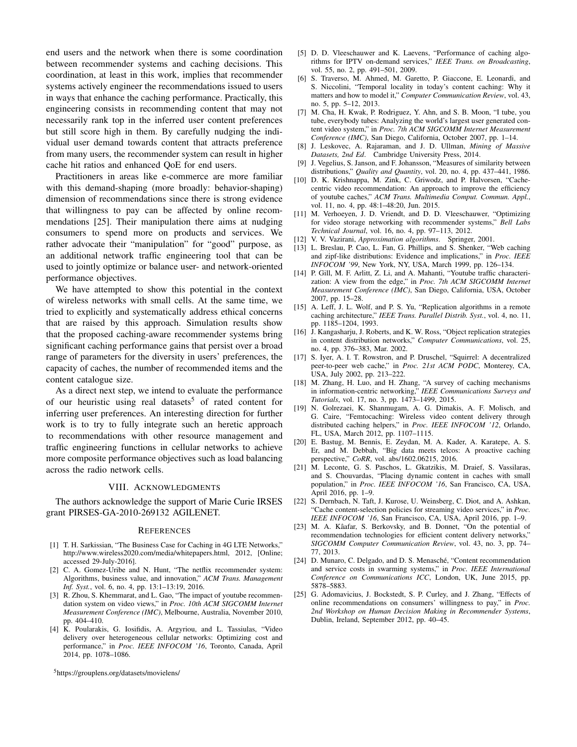end users and the network when there is some coordination between recommender systems and caching decisions. This coordination, at least in this work, implies that recommender systems actively engineer the recommendations issued to users in ways that enhance the caching performance. Practically, this engineering consists in recommending content that may not necessarily rank top in the inferred user content preferences but still score high in them. By carefully nudging the individual user demand towards content that attracts preference from many users, the recommender system can result in higher cache hit ratios and enhanced QoE for end users.

Practitioners in areas like e-commerce are more familiar with this demand-shaping (more broadly: behavior-shaping) dimension of recommendations since there is strong evidence that willingness to pay can be affected by online recommendations [25]. Their manipulation there aims at nudging consumers to spend more on products and services. We rather advocate their "manipulation" for "good" purpose, as an additional network traffic engineering tool that can be used to jointly optimize or balance user- and network-oriented performance objectives.

We have attempted to show this potential in the context of wireless networks with small cells. At the same time, we tried to explicitly and systematically address ethical concerns that are raised by this approach. Simulation results show that the proposed caching-aware recommender systems bring significant caching performance gains that persist over a broad range of parameters for the diversity in users' preferences, the capacity of caches, the number of recommended items and the content catalogue size.

As a direct next step, we intend to evaluate the performance of our heuristic using real datasets[5] of rated content for inferring user preferences. An interesting direction for further work is to try to fully integrate such an heretic approach to recommendations with other resource management and traffic engineering functions in cellular networks to achieve more composite performance objectives such as load balancing across the radio network cells.

## VIII. Acknowledgments

The authors acknowledge the support of Marie Curie IRSES grant PIRSES-GA-2010-269132 AGILENET.

## References

[1] T. H. Sarkissian, "The Business Case for Caching in 4G LTE Networks," http://www.wireless2020.com/media/whitepapers.html, 2012, [Online; accessed 29-July-2016].

[2] C. A. Gomez-Uribe and N. Hunt, "The netflix recommender system: Algorithms, business value, and innovation," *ACM Trans. Management Inf. Syst.*, vol. 6, no. 4, pp. 13:1–13:19, 2016.

[3] R. Zhou, S. Khemmarat, and L. Gao, "The impact of youtube recommendation system on video views," in *Proc. 10th ACM SIGCOMM Internet Measurement Conference (IMC)*, Melbourne, Australia, November 2010, pp. 404–410.

[4] K. Poularakis, G. Iosifidis, A. Argyriou, and L. Tassiulas, "Video delivery over heterogeneous cellular networks: Optimizing cost and performance," in *Proc. IEEE INFOCOM '16*, Toronto, Canada, April 2014, pp. 1078–1086.

[5] D. D. Vleeschauwer and K. Laevens, "Performance of caching algorithms for IPTV on-demand services," *IEEE Trans. on Broadcasting*, vol. 55, no. 2, pp. 491–501, 2009.

[6] S. Traverso, M. Ahmed, M. Garetto, P. Giaccone, E. Leonardi, and S. Niccolini, "Temporal locality in today's content caching: Why it matters and how to model it," *Computer Communication Review*, vol. 43, no. 5, pp. 5–12, 2013.

[7] M. Cha, H. Kwak, P. Rodriguez, Y. Ahn, and S. B. Moon, "I tube, you tube, everybody tubes: Analyzing the world's largest user generated content video system," in *Proc. 7th ACM SIGCOMM Internet Measurement Conference (IMC)*, San Diego, California, October 2007, pp. 1–14.

[8] J. Leskovec, A. Rajaraman, and J. D. Ullman, *Mining of Massive Datasets, 2nd Ed*. Cambridge University Press, 2014.

[9] J. Vegelius, S. Janson, and F. Johansson, "Measures of similarity between distributions," *Quality and Quantity*, vol. 20, no. 4, pp. 437–441, 1986.

[10] D. K. Krishnappa, M. Zink, C. Griwodz, and P. Halvorsen, "Cache-centric video recommendation: An approach to improve the efficiency of youtube caches," *ACM Trans. Multimedia Comput. Commun. Appl.*, vol. 11, no. 4, pp. 48:1–48:20, Jun. 2015.

[11] M. Verhoeyen, J. D. Vriendt, and D. D. Vleeschauwer, "Optimizing for video storage networking with recommender systems," *Bell Labs Technical Journal*, vol. 16, no. 4, pp. 97–113, 2012.

[12] V. V. Vazirani, *Approximation algorithms*. Springer, 2001.

[13] L. Breslau, P. Cao, L. Fan, G. Phillips, and S. Shenker, "Web caching and zipf-like distributions: Evidence and implications," in *Proc. IEEE INFOCOM '99*, New York, NY, USA, March 1999, pp. 126–134.

[14] P. Gill, M. F. Arlitt, Z. Li, and A. Mahanti, "Youtube traffic characterization: A view from the edge," in *Proc. 7th ACM SIGCOMM Internet Measurement Conference (IMC)*, San Diego, California, USA, October 2007, pp. 15–28.

[15] A. Leff, J. L. Wolf, and P. S. Yu, "Replication algorithms in a remote caching architecture," *IEEE Trans. Parallel Distrib. Syst.*, vol. 4, no. 11, pp. 1185–1204, 1993.

[16] J. Kangasharju, J. Roberts, and K. W. Ross, "Object replication strategies in content distribution networks," *Computer Communications*, vol. 25, no. 4, pp. 376–383, Mar. 2002.

[17] S. Iyer, A. I. T. Rowstron, and P. Druschel, "Squirrel: A decentralized peer-to-peer web cache," in *Proc. 21st ACM PODC*, Monterey, CA, USA, July 2002, pp. 213–222.

[18] M. Zhang, H. Luo, and H. Zhang, "A survey of caching mechanisms in information-centric networking," *IEEE Communications Surveys and Tutorials*, vol. 17, no. 3, pp. 1473–1499, 2015.

[19] N. Golrezaei, K. Shanmugam, A. G. Dimakis, A. F. Molisch, and G. Caire, "Femtocaching: Wireless video content delivery through distributed caching helpers," in *Proc. IEEE INFOCOM '12*, Orlando, FL, USA, March 2012, pp. 1107–1115.

[20] E. Bastug, M. Bennis, E. Zeydan, M. A. Kader, A. Karatepe, A. S. Er, and M. Debbah, "Big data meets telcos: A proactive caching perspective," *CoRR*, vol. abs/1602.06215, 2016.

[21] M. Leconte, G. S. Paschos, L. Gkatzikis, M. Draief, S. Vassilaras, and S. Chouvardas, "Placing dynamic content in caches with small population," in *Proc. IEEE INFOCOM '16*, San Francisco, CA, USA, April 2016, pp. 1–9.

[22] S. Dernbach, N. Taft, J. Kurose, U. Weinsberg, C. Diot, and A. Ashkan, "Cache content-selection policies for streaming video services," in *Proc. IEEE INFOCOM '16*, San Francisco, CA, USA, April 2016, pp. 1–9.

[23] M. A. Kâafar, S. Berkovsky, and B. Donnet, "On the potential of recommendation technologies for efficient content delivery networks," *SIGCOMM Computer Communication Review*, vol. 43, no. 3, pp. 74–77, 2013.

[24] D. Munaro, C. Delgado, and D. S. Menasché, "Content recommendation and service costs in swarming systems," in *Proc. IEEE International Conference on Communications ICC*, London, UK, June 2015, pp. 5878–5883.

[25] G. Adomavicius, J. Bockstedt, S. P. Curley, and J. Zhang, "Effects of online recommendations on consumers' willingness to pay," in *Proc. 2nd Workshop on Human Decision Making in Recommender Systems*, Dublin, Ireland, September 2012, pp. 40–45.

[5]https://grouplens.org/datasets/movielens/